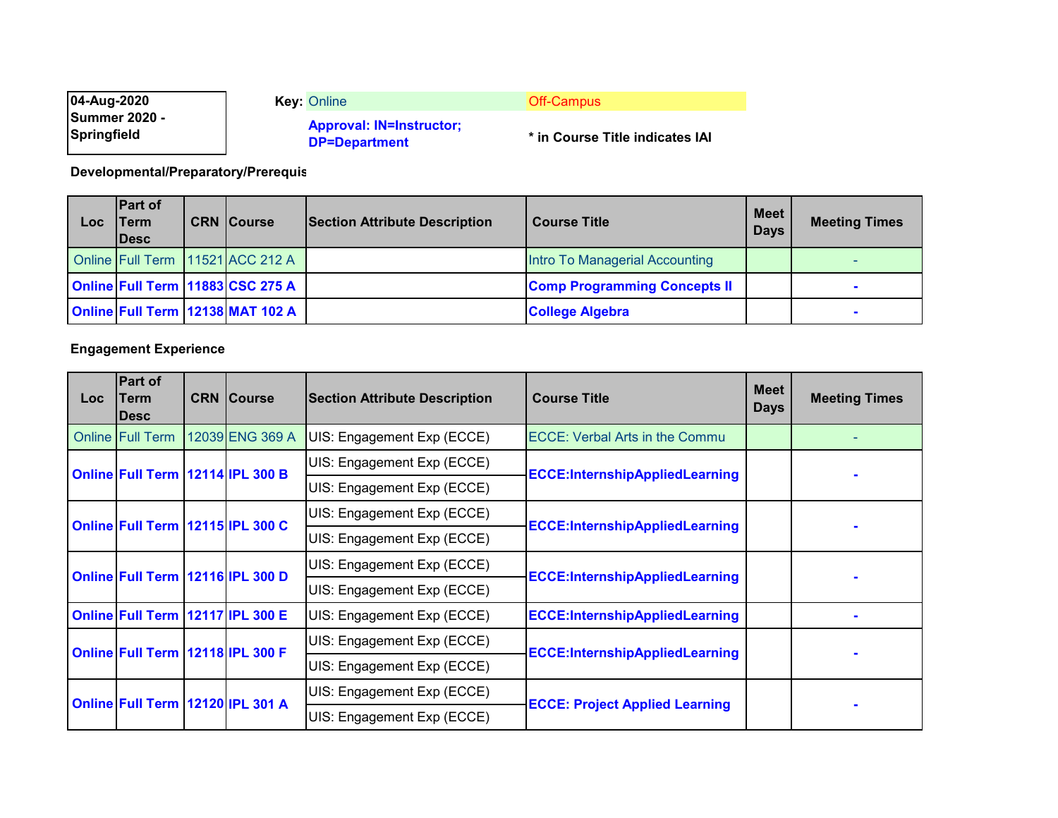04-Aug-2020
Summer 2020 - Springfield

**Key:** Online | Off-Campus

**Approval: IN=Instructor; DP=Department**

**\* in Course Title indicates IAI**

**Developmental/Preparatory/Prerequis**

| Loc | Part of Term Desc | CRN | Course | Section Attribute Description | Course Title | Meet Days | Meeting Times |
|---|---|---|---|---|---|---|---|
| Online | Full Term | 11521 | ACC 212 A | | Intro To Managerial Accounting | | - |
| **Online** | **Full Term** | **11883** | **CSC 275 A** | | **Comp Programming Concepts II** | | **-** |
| **Online** | **Full Term** | **12138** | **MAT 102 A** | | **College Algebra** | | **-** |

**Engagement Experience**

| Loc | Part of Term Desc | CRN | Course | Section Attribute Description | Course Title | Meet Days | Meeting Times |
|---|---|---|---|---|---|---|---|
| Online | Full Term | 12039 | ENG 369 A | UIS: Engagement Exp (ECCE) | ECCE: Verbal Arts in the Commu | | - |
| **Online** | **Full Term** | **12114** | **IPL 300 B** | UIS: Engagement Exp (ECCE) | **ECCE:InternshipAppliedLearning** | | **-** |
| | | | | UIS: Engagement Exp (ECCE) | | | |
| **Online** | **Full Term** | **12115** | **IPL 300 C** | UIS: Engagement Exp (ECCE) | **ECCE:InternshipAppliedLearning** | | **-** |
| | | | | UIS: Engagement Exp (ECCE) | | | |
| **Online** | **Full Term** | **12116** | **IPL 300 D** | UIS: Engagement Exp (ECCE) | **ECCE:InternshipAppliedLearning** | | **-** |
| | | | | UIS: Engagement Exp (ECCE) | | | |
| **Online** | **Full Term** | **12117** | **IPL 300 E** | UIS: Engagement Exp (ECCE) | **ECCE:InternshipAppliedLearning** | | **-** |
| **Online** | **Full Term** | **12118** | **IPL 300 F** | UIS: Engagement Exp (ECCE) | **ECCE:InternshipAppliedLearning** | | **-** |
| | | | | UIS: Engagement Exp (ECCE) | | | |
| **Online** | **Full Term** | **12120** | **IPL 301 A** | UIS: Engagement Exp (ECCE) | **ECCE: Project Applied Learning** | | **-** |
| | | | | UIS: Engagement Exp (ECCE) | | | |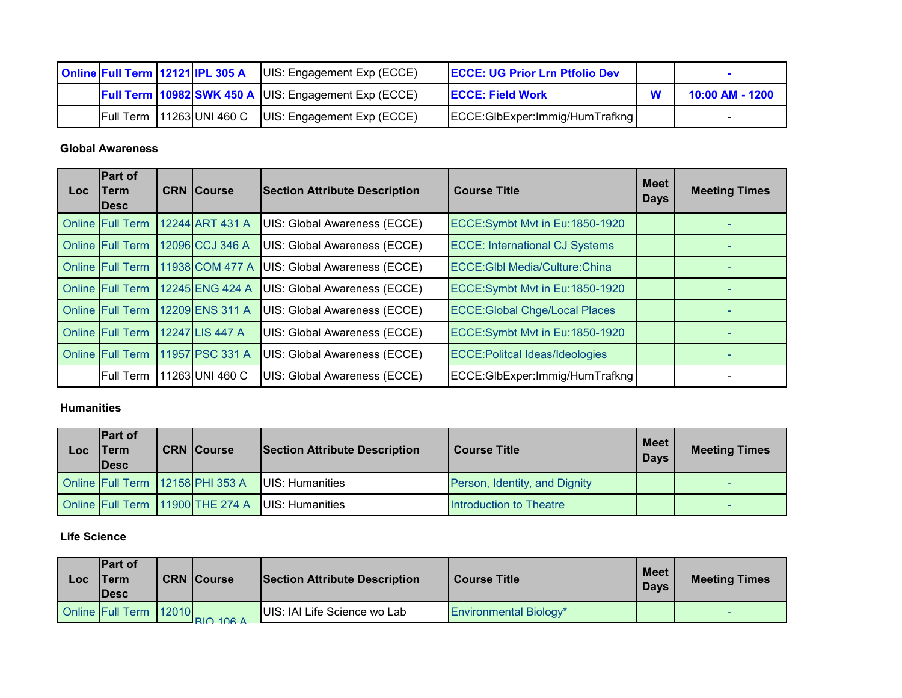| Loc | Part of Term Desc | CRN | Course | Section Attribute Description | Course Title | Meet Days | Meeting Times |
|---|---|---|---|---|---|---|---|
| **Online** | **Full Term** | **12121** | **IPL 305 A** | UIS: Engagement Exp (ECCE) | **ECCE: UG Prior Lrn Ptfolio Dev** | | **-** |
| | **Full Term** | **10982** | **SWK 450 A** | UIS: Engagement Exp (ECCE) | **ECCE: Field Work** | **W** | **10:00 AM - 1200** |
| | Full Term | 11263 | UNI 460 C | UIS: Engagement Exp (ECCE) | ECCE:GlbExper:Immig/HumTrafkng | | - |

**Global Awareness**

| Loc | Part of Term Desc | CRN | Course | Section Attribute Description | Course Title | Meet Days | Meeting Times |
|---|---|---|---|---|---|---|---|
| Online | Full Term | 12244 | ART 431 A | UIS: Global Awareness (ECCE) | ECCE:Symbt Mvt in Eu:1850-1920 | | - |
| Online | Full Term | 12096 | CCJ 346 A | UIS: Global Awareness (ECCE) | ECCE: International CJ Systems | | - |
| Online | Full Term | 11938 | COM 477 A | UIS: Global Awareness (ECCE) | ECCE:Glbl Media/Culture:China | | - |
| Online | Full Term | 12245 | ENG 424 A | UIS: Global Awareness (ECCE) | ECCE:Symbt Mvt in Eu:1850-1920 | | - |
| Online | Full Term | 12209 | ENS 311 A | UIS: Global Awareness (ECCE) | ECCE:Global Chge/Local Places | | - |
| Online | Full Term | 12247 | LIS 447 A | UIS: Global Awareness (ECCE) | ECCE:Symbt Mvt in Eu:1850-1920 | | - |
| Online | Full Term | 11957 | PSC 331 A | UIS: Global Awareness (ECCE) | ECCE:Politcal Ideas/Ideologies | | - |
| | Full Term | 11263 | UNI 460 C | UIS: Global Awareness (ECCE) | ECCE:GlbExper:Immig/HumTrafkng | | - |

**Humanities**

| Loc | Part of Term Desc | CRN | Course | Section Attribute Description | Course Title | Meet Days | Meeting Times |
|---|---|---|---|---|---|---|---|
| Online | Full Term | 12158 | PHI 353 A | UIS: Humanities | Person, Identity, and Dignity | | - |
| Online | Full Term | 11900 | THE 274 A | UIS: Humanities | Introduction to Theatre | | - |

**Life Science**

| Loc | Part of Term Desc | CRN | Course | Section Attribute Description | Course Title | Meet Days | Meeting Times |
|---|---|---|---|---|---|---|---|
| Online | Full Term | 12010 | BIO 106 A | UIS: IAI Life Science wo Lab | Environmental Biology* | | - |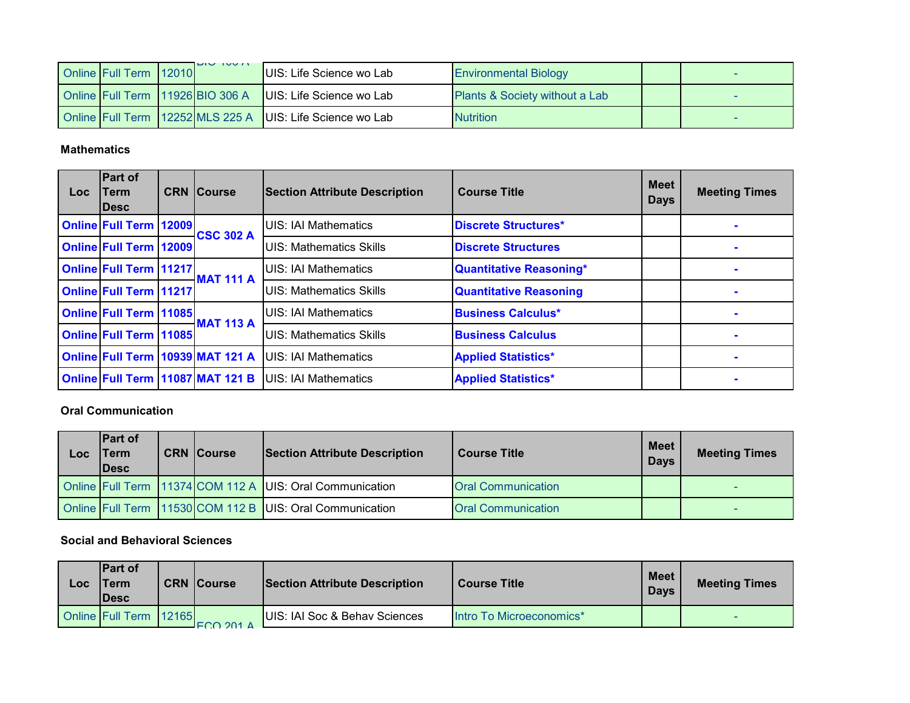| Loc | Part of Term Desc | CRN | Course | Section Attribute Description | Course Title | Meet Days | Meeting Times |
|---|---|---|---|---|---|---|---|
| Online | Full Term | 12010 | BIO 106 A | UIS: Life Science wo Lab | Environmental Biology | | - |
| Online | Full Term | 11926 | BIO 306 A | UIS: Life Science wo Lab | Plants & Society without a Lab | | - |
| Online | Full Term | 12252 | MLS 225 A | UIS: Life Science wo Lab | Nutrition | | - |

**Mathematics**

| Loc | Part of Term Desc | CRN | Course | Section Attribute Description | Course Title | Meet Days | Meeting Times |
|---|---|---|---|---|---|---|---|
| **Online** | **Full Term** | **12009** | **CSC 302 A** | UIS: IAI Mathematics | **Discrete Structures*** | | **-** |
| **Online** | **Full Term** | **12009** | | UIS: Mathematics Skills | **Discrete Structures** | | **-** |
| **Online** | **Full Term** | **11217** | **MAT 111 A** | UIS: IAI Mathematics | **Quantitative Reasoning*** | | **-** |
| **Online** | **Full Term** | **11217** | | UIS: Mathematics Skills | **Quantitative Reasoning** | | **-** |
| **Online** | **Full Term** | **11085** | **MAT 113 A** | UIS: IAI Mathematics | **Business Calculus*** | | **-** |
| **Online** | **Full Term** | **11085** | | UIS: Mathematics Skills | **Business Calculus** | | **-** |
| **Online** | **Full Term** | **10939** | **MAT 121 A** | UIS: IAI Mathematics | **Applied Statistics*** | | **-** |
| **Online** | **Full Term** | **11087** | **MAT 121 B** | UIS: IAI Mathematics | **Applied Statistics*** | | **-** |

**Oral Communication**

| Loc | Part of Term Desc | CRN | Course | Section Attribute Description | Course Title | Meet Days | Meeting Times |
|---|---|---|---|---|---|---|---|
| Online | Full Term | 11374 | COM 112 A | UIS: Oral Communication | Oral Communication | | - |
| Online | Full Term | 11530 | COM 112 B | UIS: Oral Communication | Oral Communication | | - |

**Social and Behavioral Sciences**

| Loc | Part of Term Desc | CRN | Course | Section Attribute Description | Course Title | Meet Days | Meeting Times |
|---|---|---|---|---|---|---|---|
| Online | Full Term | 12165 | ECO 201 A | UIS: IAI Soc & Behav Sciences | Intro To Microeconomics* | | - |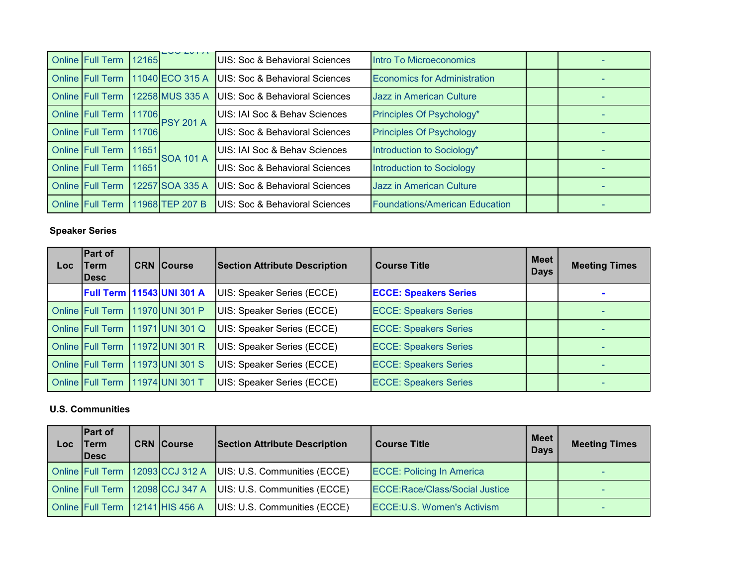| Loc | Part of Term Desc | CRN | Course | Section Attribute Description | Course Title | Meet Days | Meeting Times |
|---|---|---|---|---|---|---|---|
| Online | Full Term | 12165 | ECO 201 A | UIS: Soc & Behavioral Sciences | Intro To Microeconomics | | - |
| Online | Full Term | 11040 | ECO 315 A | UIS: Soc & Behavioral Sciences | Economics for Administration | | - |
| Online | Full Term | 12258 | MUS 335 A | UIS: Soc & Behavioral Sciences | Jazz in American Culture | | - |
| Online | Full Term | 11706 | PSY 201 A | UIS: IAI Soc & Behav Sciences | Principles Of Psychology* | | - |
| Online | Full Term | 11706 | | UIS: Soc & Behavioral Sciences | Principles Of Psychology | | - |
| Online | Full Term | 11651 | SOA 101 A | UIS: IAI Soc & Behav Sciences | Introduction to Sociology* | | - |
| Online | Full Term | 11651 | | UIS: Soc & Behavioral Sciences | Introduction to Sociology | | - |
| Online | Full Term | 12257 | SOA 335 A | UIS: Soc & Behavioral Sciences | Jazz in American Culture | | - |
| Online | Full Term | 11968 | TEP 207 B | UIS: Soc & Behavioral Sciences | Foundations/American Education | | - |

**Speaker Series**

| Loc | Part of Term Desc | CRN | Course | Section Attribute Description | Course Title | Meet Days | Meeting Times |
|---|---|---|---|---|---|---|---|
| | **Full Term** | **11543** | **UNI 301 A** | UIS: Speaker Series (ECCE) | **ECCE: Speakers Series** | | **-** |
| Online | Full Term | 11970 | UNI 301 P | UIS: Speaker Series (ECCE) | ECCE: Speakers Series | | - |
| Online | Full Term | 11971 | UNI 301 Q | UIS: Speaker Series (ECCE) | ECCE: Speakers Series | | - |
| Online | Full Term | 11972 | UNI 301 R | UIS: Speaker Series (ECCE) | ECCE: Speakers Series | | - |
| Online | Full Term | 11973 | UNI 301 S | UIS: Speaker Series (ECCE) | ECCE: Speakers Series | | - |
| Online | Full Term | 11974 | UNI 301 T | UIS: Speaker Series (ECCE) | ECCE: Speakers Series | | - |

**U.S. Communities**

| Loc | Part of Term Desc | CRN | Course | Section Attribute Description | Course Title | Meet Days | Meeting Times |
|---|---|---|---|---|---|---|---|
| Online | Full Term | 12093 | CCJ 312 A | UIS: U.S. Communities (ECCE) | ECCE: Policing In America | | - |
| Online | Full Term | 12098 | CCJ 347 A | UIS: U.S. Communities (ECCE) | ECCE:Race/Class/Social Justice | | - |
| Online | Full Term | 12141 | HIS 456 A | UIS: U.S. Communities (ECCE) | ECCE:U.S. Women's Activism | | - |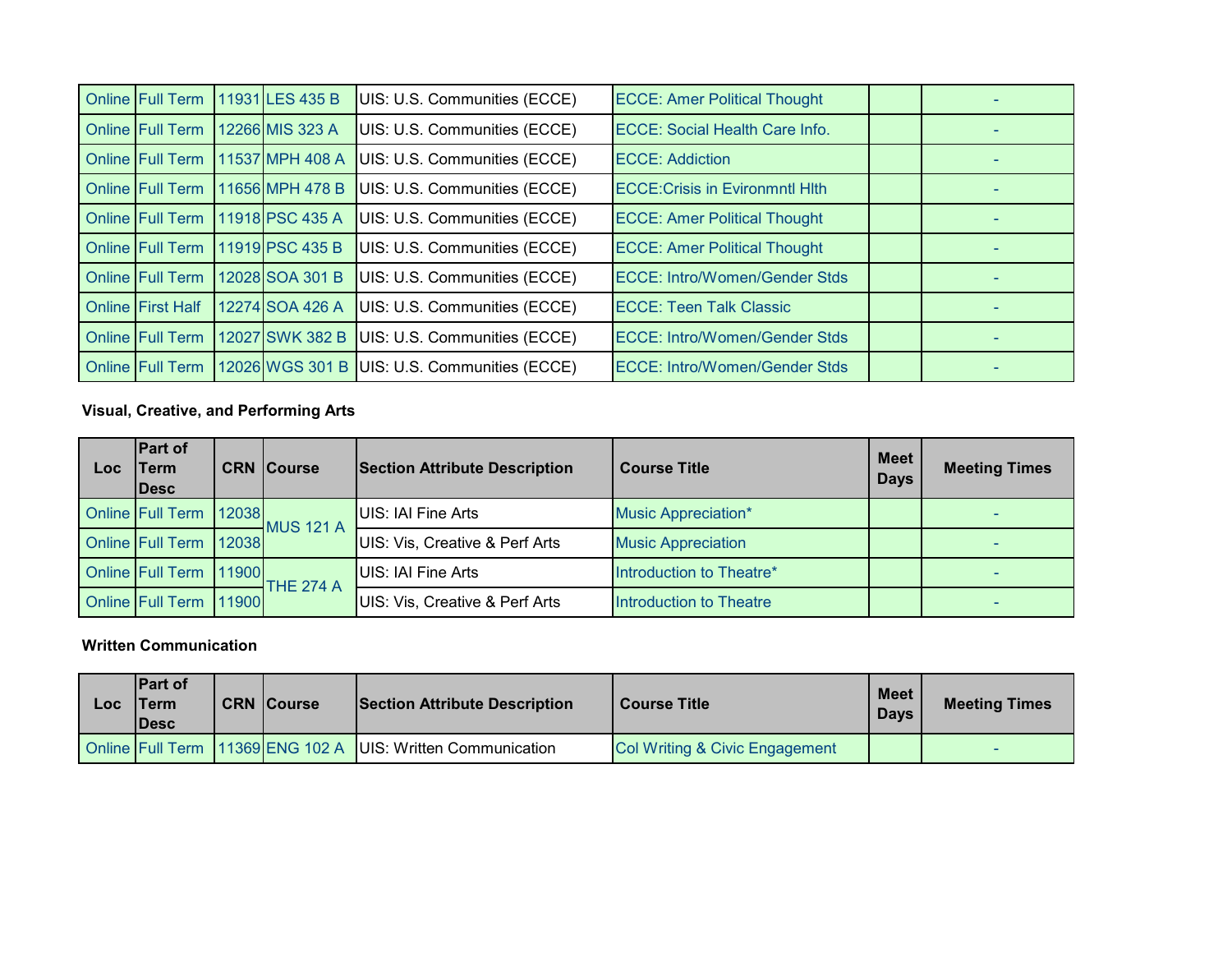| Loc | Part of Term Desc | CRN | Course | Section Attribute Description | Course Title | Meet Days | Meeting Times |
|---|---|---|---|---|---|---|---|
| Online | Full Term | 11931 | LES 435 B | UIS: U.S. Communities (ECCE) | ECCE: Amer Political Thought | | - |
| Online | Full Term | 12266 | MIS 323 A | UIS: U.S. Communities (ECCE) | ECCE: Social Health Care Info. | | - |
| Online | Full Term | 11537 | MPH 408 A | UIS: U.S. Communities (ECCE) | ECCE: Addiction | | - |
| Online | Full Term | 11656 | MPH 478 B | UIS: U.S. Communities (ECCE) | ECCE:Crisis in Evironmntl Hlth | | - |
| Online | Full Term | 11918 | PSC 435 A | UIS: U.S. Communities (ECCE) | ECCE: Amer Political Thought | | - |
| Online | Full Term | 11919 | PSC 435 B | UIS: U.S. Communities (ECCE) | ECCE: Amer Political Thought | | - |
| Online | Full Term | 12028 | SOA 301 B | UIS: U.S. Communities (ECCE) | ECCE: Intro/Women/Gender Stds | | - |
| Online | First Half | 12274 | SOA 426 A | UIS: U.S. Communities (ECCE) | ECCE: Teen Talk Classic | | - |
| Online | Full Term | 12027 | SWK 382 B | UIS: U.S. Communities (ECCE) | ECCE: Intro/Women/Gender Stds | | - |
| Online | Full Term | 12026 | WGS 301 B | UIS: U.S. Communities (ECCE) | ECCE: Intro/Women/Gender Stds | | - |

**Visual, Creative, and Performing Arts**

| Loc | Part of Term Desc | CRN | Course | Section Attribute Description | Course Title | Meet Days | Meeting Times |
|---|---|---|---|---|---|---|---|
| Online | Full Term | 12038 | MUS 121 A | UIS: IAI Fine Arts | Music Appreciation* | | - |
| Online | Full Term | 12038 | | UIS: Vis, Creative & Perf Arts | Music Appreciation | | - |
| Online | Full Term | 11900 | THE 274 A | UIS: IAI Fine Arts | Introduction to Theatre* | | - |
| Online | Full Term | 11900 | | UIS: Vis, Creative & Perf Arts | Introduction to Theatre | | - |

**Written Communication**

| Loc | Part of Term Desc | CRN | Course | Section Attribute Description | Course Title | Meet Days | Meeting Times |
|---|---|---|---|---|---|---|---|
| Online | Full Term | 11369 | ENG 102 A | UIS: Written Communication | Col Writing & Civic Engagement | | - |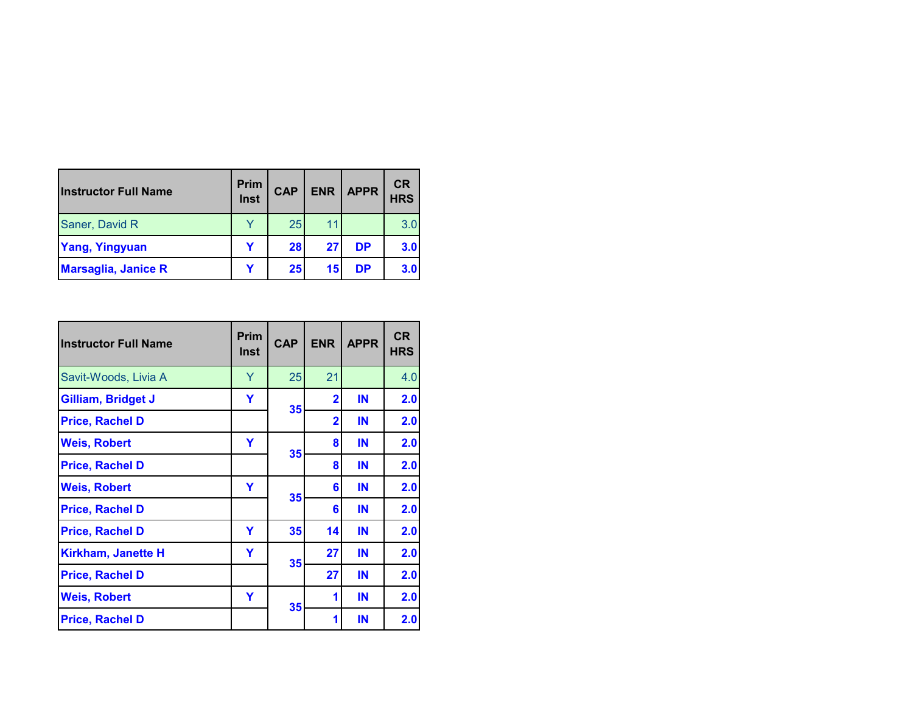| Instructor Full Name | Prim Inst | CAP | ENR | APPR | CR HRS |
|---|---|---|---|---|---|
| Saner, David R | Y | 25 | 11 | | 3.0 |
| Yang, Yingyuan | Y | 28 | 27 | DP | 3.0 |
| Marsaglia, Janice R | Y | 25 | 15 | DP | 3.0 |

| Instructor Full Name | Prim Inst | CAP | ENR | APPR | CR HRS |
|---|---|---|---|---|---|
| Savit-Woods, Livia A | Y | 25 | 21 | | 4.0 |
| Gilliam, Bridget J | Y | 35 | 2 | IN | 2.0 |
| Price, Rachel D | | | 2 | IN | 2.0 |
| Weis, Robert | Y | 35 | 8 | IN | 2.0 |
| Price, Rachel D | | | 8 | IN | 2.0 |
| Weis, Robert | Y | 35 | 6 | IN | 2.0 |
| Price, Rachel D | | | 6 | IN | 2.0 |
| Price, Rachel D | Y | 35 | 14 | IN | 2.0 |
| Kirkham, Janette H | Y | 35 | 27 | IN | 2.0 |
| Price, Rachel D | | | 27 | IN | 2.0 |
| Weis, Robert | Y | 35 | 1 | IN | 2.0 |
| Price, Rachel D | | | 1 | IN | 2.0 |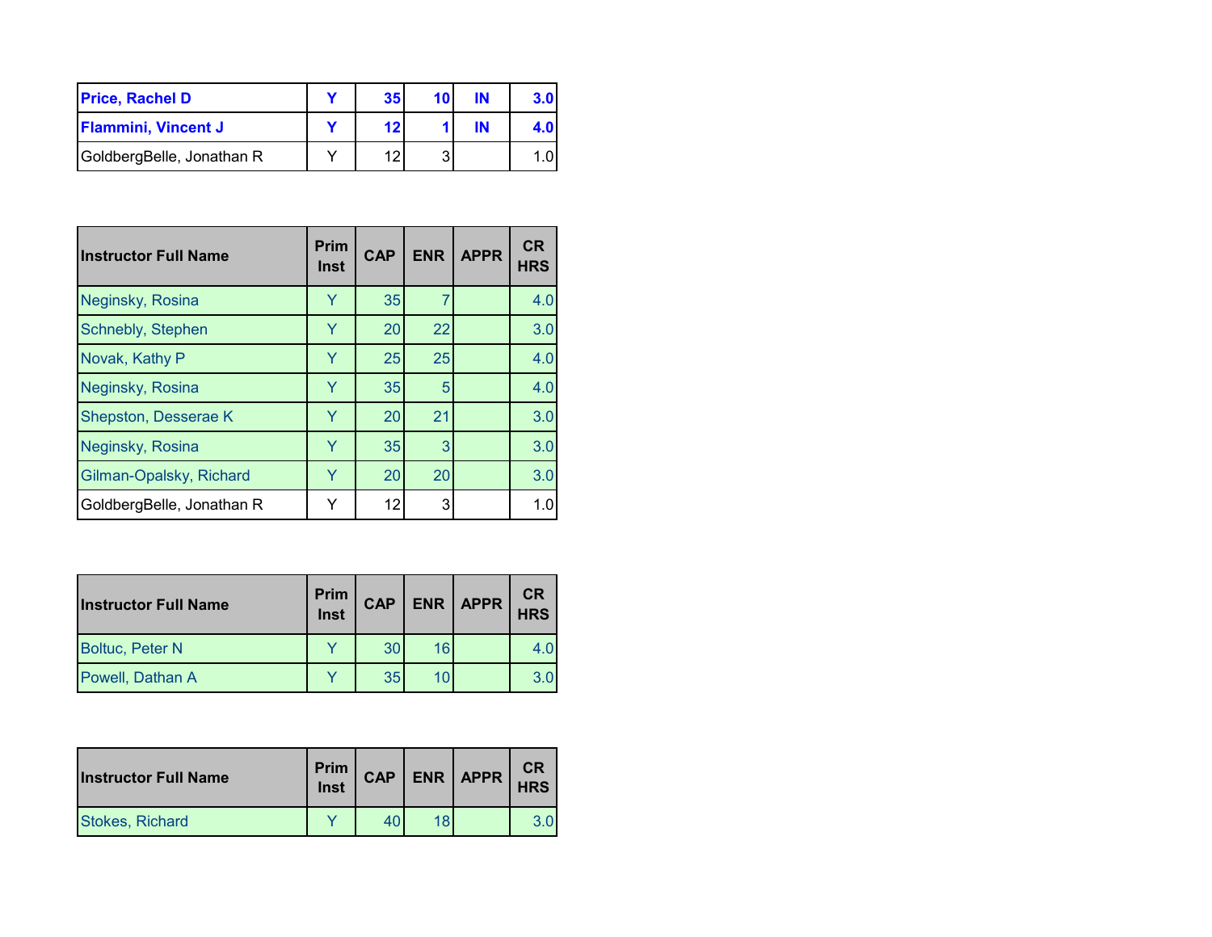| | | | | | |
|---|---|---|---|---|---|
| **Price, Rachel D** | **Y** | **35** | **10** | **IN** | **3.0** |
| **Flammini, Vincent J** | **Y** | **12** | **1** | **IN** | **4.0** |
| GoldbergBelle, Jonathan R | Y | 12 | 3 | | 1.0 |

| Instructor Full Name | Prim Inst | CAP | ENR | APPR | CR HRS |
|---|---|---|---|---|---|
| Neginsky, Rosina | Y | 35 | 7 | | 4.0 |
| Schnebly, Stephen | Y | 20 | 22 | | 3.0 |
| Novak, Kathy P | Y | 25 | 25 | | 4.0 |
| Neginsky, Rosina | Y | 35 | 5 | | 4.0 |
| Shepston, Desserae K | Y | 20 | 21 | | 3.0 |
| Neginsky, Rosina | Y | 35 | 3 | | 3.0 |
| Gilman-Opalsky, Richard | Y | 20 | 20 | | 3.0 |
| GoldbergBelle, Jonathan R | Y | 12 | 3 | | 1.0 |

| Instructor Full Name | Prim Inst | CAP | ENR | APPR | CR HRS |
|---|---|---|---|---|---|
| Boltuc, Peter N | Y | 30 | 16 | | 4.0 |
| Powell, Dathan A | Y | 35 | 10 | | 3.0 |

| Instructor Full Name | Prim Inst | CAP | ENR | APPR | CR HRS |
|---|---|---|---|---|---|
| Stokes, Richard | Y | 40 | 18 | | 3.0 |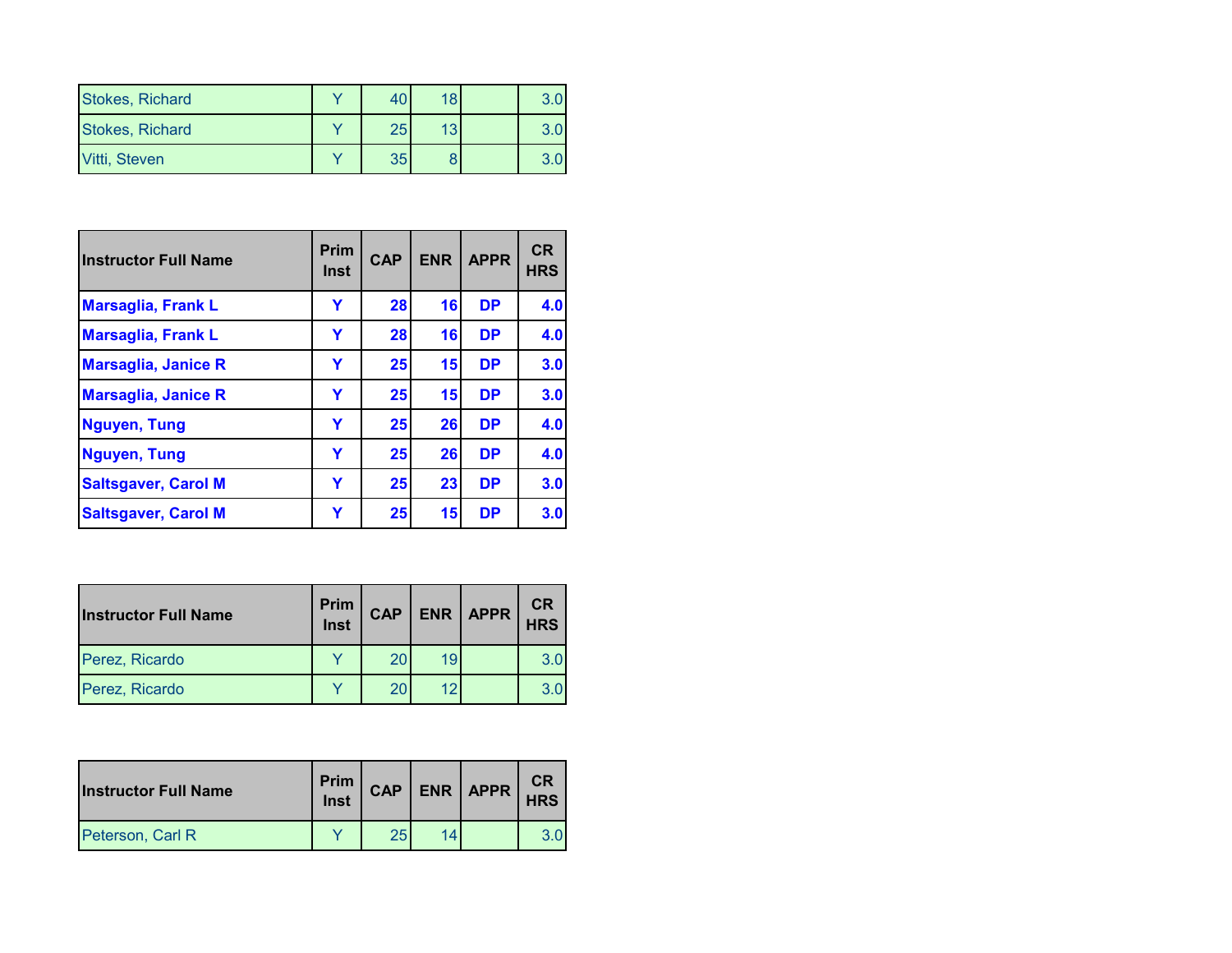| Instructor Full Name | Prim Inst | CAP | ENR | APPR | CR HRS |
|---|---|---|---|---|---|
| Stokes, Richard | Y | 40 | 18 | | 3.0 |
| Stokes, Richard | Y | 25 | 13 | | 3.0 |
| Vitti, Steven | Y | 35 | 8 | | 3.0 |

| Instructor Full Name | Prim Inst | CAP | ENR | APPR | CR HRS |
|---|---|---|---|---|---|
| **Marsaglia, Frank L** | **Y** | **28** | **16** | **DP** | **4.0** |
| **Marsaglia, Frank L** | **Y** | **28** | **16** | **DP** | **4.0** |
| **Marsaglia, Janice R** | **Y** | **25** | **15** | **DP** | **3.0** |
| **Marsaglia, Janice R** | **Y** | **25** | **15** | **DP** | **3.0** |
| **Nguyen, Tung** | **Y** | **25** | **26** | **DP** | **4.0** |
| **Nguyen, Tung** | **Y** | **25** | **26** | **DP** | **4.0** |
| **Saltsgaver, Carol M** | **Y** | **25** | **23** | **DP** | **3.0** |
| **Saltsgaver, Carol M** | **Y** | **25** | **15** | **DP** | **3.0** |

| Instructor Full Name | Prim Inst | CAP | ENR | APPR | CR HRS |
|---|---|---|---|---|---|
| Perez, Ricardo | Y | 20 | 19 | | 3.0 |
| Perez, Ricardo | Y | 20 | 12 | | 3.0 |

| Instructor Full Name | Prim Inst | CAP | ENR | APPR | CR HRS |
|---|---|---|---|---|---|
| Peterson, Carl R | Y | 25 | 14 | | 3.0 |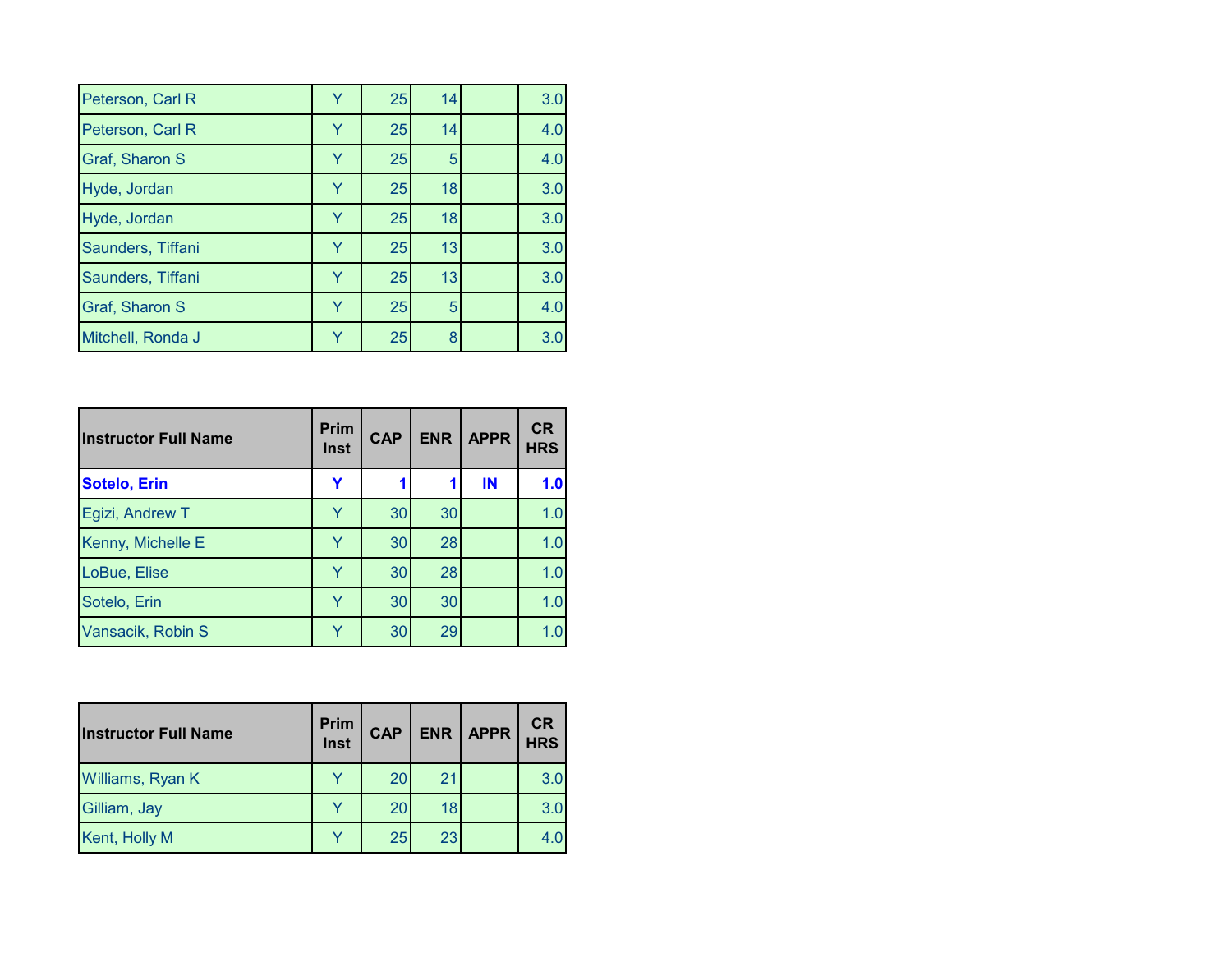| | | | | | |
|---|---|---|---|---|---|
| Peterson, Carl R | Y | 25 | 14 | | 3.0 |
| Peterson, Carl R | Y | 25 | 14 | | 4.0 |
| Graf, Sharon S | Y | 25 | 5 | | 4.0 |
| Hyde, Jordan | Y | 25 | 18 | | 3.0 |
| Hyde, Jordan | Y | 25 | 18 | | 3.0 |
| Saunders, Tiffani | Y | 25 | 13 | | 3.0 |
| Saunders, Tiffani | Y | 25 | 13 | | 3.0 |
| Graf, Sharon S | Y | 25 | 5 | | 4.0 |
| Mitchell, Ronda J | Y | 25 | 8 | | 3.0 |

| Instructor Full Name | Prim Inst | CAP | ENR | APPR | CR HRS |
|---|---|---|---|---|---|
| **Sotelo, Erin** | **Y** | **1** | **1** | **IN** | **1.0** |
| Egizi, Andrew T | Y | 30 | 30 | | 1.0 |
| Kenny, Michelle E | Y | 30 | 28 | | 1.0 |
| LoBue, Elise | Y | 30 | 28 | | 1.0 |
| Sotelo, Erin | Y | 30 | 30 | | 1.0 |
| Vansacik, Robin S | Y | 30 | 29 | | 1.0 |

| Instructor Full Name | Prim Inst | CAP | ENR | APPR | CR HRS |
|---|---|---|---|---|---|
| Williams, Ryan K | Y | 20 | 21 | | 3.0 |
| Gilliam, Jay | Y | 20 | 18 | | 3.0 |
| Kent, Holly M | Y | 25 | 23 | | 4.0 |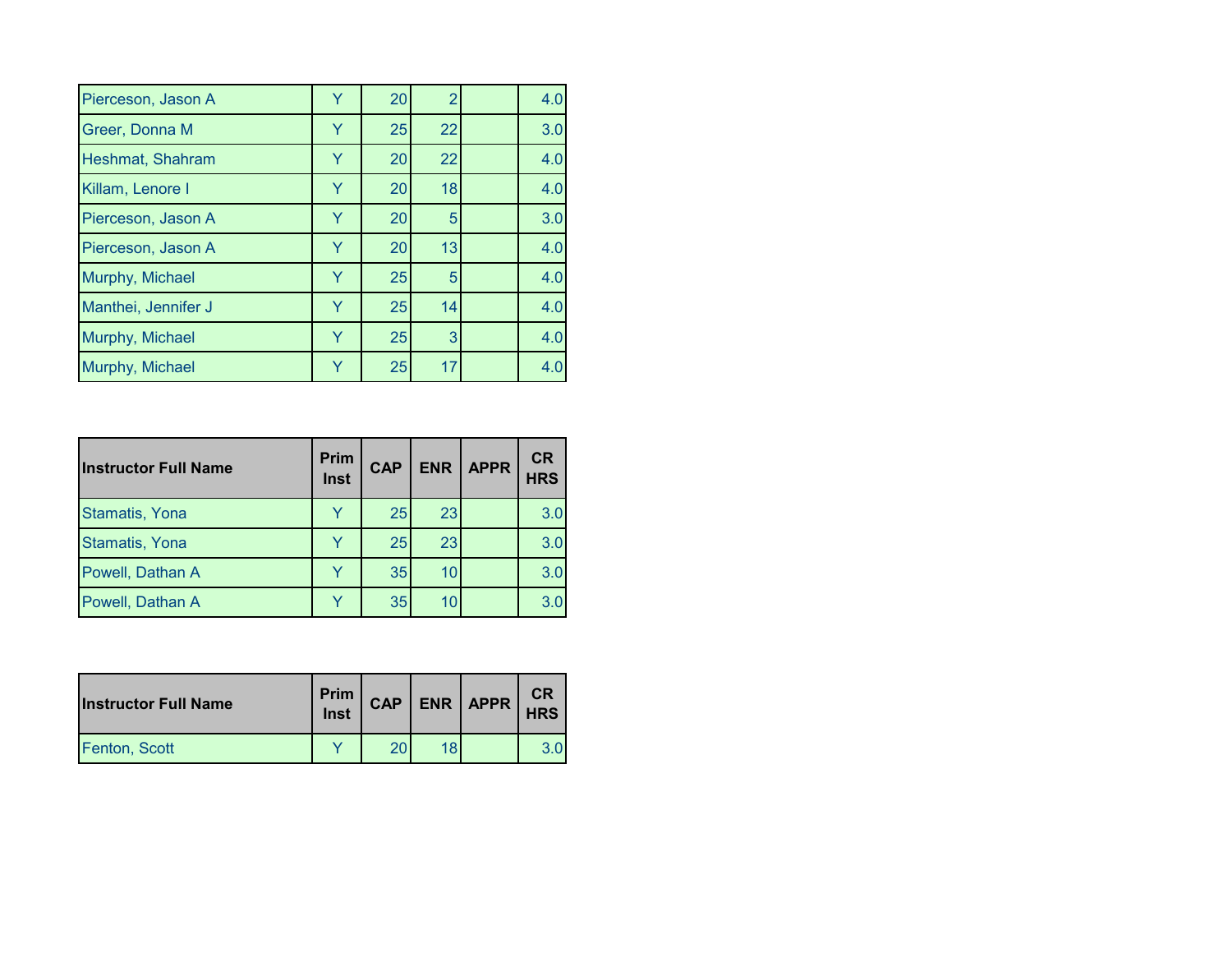| | | | | | |
|---|---|---|---|---|---|
| Pierceson, Jason A | Y | 20 | 2 | | 4.0 |
| Greer, Donna M | Y | 25 | 22 | | 3.0 |
| Heshmat, Shahram | Y | 20 | 22 | | 4.0 |
| Killam, Lenore I | Y | 20 | 18 | | 4.0 |
| Pierceson, Jason A | Y | 20 | 5 | | 3.0 |
| Pierceson, Jason A | Y | 20 | 13 | | 4.0 |
| Murphy, Michael | Y | 25 | 5 | | 4.0 |
| Manthei, Jennifer J | Y | 25 | 14 | | 4.0 |
| Murphy, Michael | Y | 25 | 3 | | 4.0 |
| Murphy, Michael | Y | 25 | 17 | | 4.0 |

| Instructor Full Name | Prim Inst | CAP | ENR | APPR | CR HRS |
|---|---|---|---|---|---|
| Stamatis, Yona | Y | 25 | 23 | | 3.0 |
| Stamatis, Yona | Y | 25 | 23 | | 3.0 |
| Powell, Dathan A | Y | 35 | 10 | | 3.0 |
| Powell, Dathan A | Y | 35 | 10 | | 3.0 |

| Instructor Full Name | Prim Inst | CAP | ENR | APPR | CR HRS |
|---|---|---|---|---|---|
| Fenton, Scott | Y | 20 | 18 | | 3.0 |